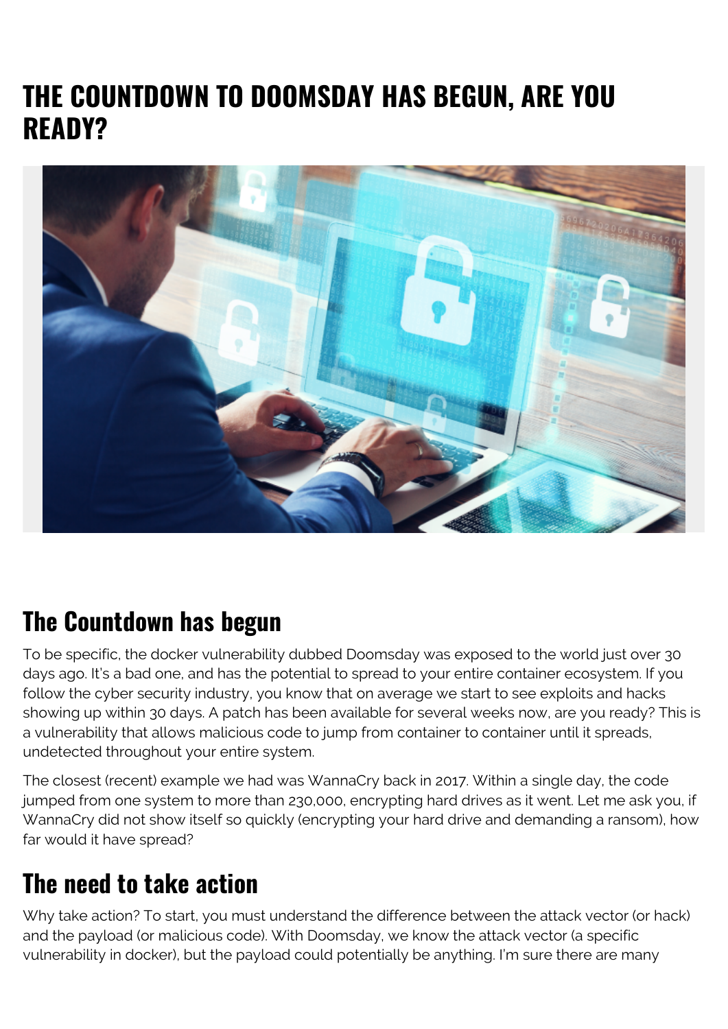# THE COUNTDOWN TO DOOMSDAY HAS BEGUN, ARE YOU READY?

## The Countdown has begun

To be specific, the docker vulnerability dubbed Doomsday was exposed to the world just over 30 days ago. It's a bad one, and has the potential to spread to your entire container ecosystem. If you follow the cyber security industry, you know that on average we start to see exploits and hacks showing up within 30 days. A patch has been available for several weeks now, are you ready? This is a vulnerability that allows malicious code to jump from container to container until it spreads, undetected throughout your entire system.

The closest (recent) example we had was WannaCry back in 2017. Within a single day, the code jumped from one system to more than 230,000, encrypting hard drives as it went. Let me ask you, if WannaCry did not show itself so quickly (encrypting your hard drive and demanding a ransom), how far would it have spread?

## The need to take action

Why take action? To start, you must understand the difference between the attack vector (or hack) and the payload (or malicious code). With Doomsday, we know the attack vector (a specific vulnerability in docker), but the payload could potentially be anything. I'm sure there are many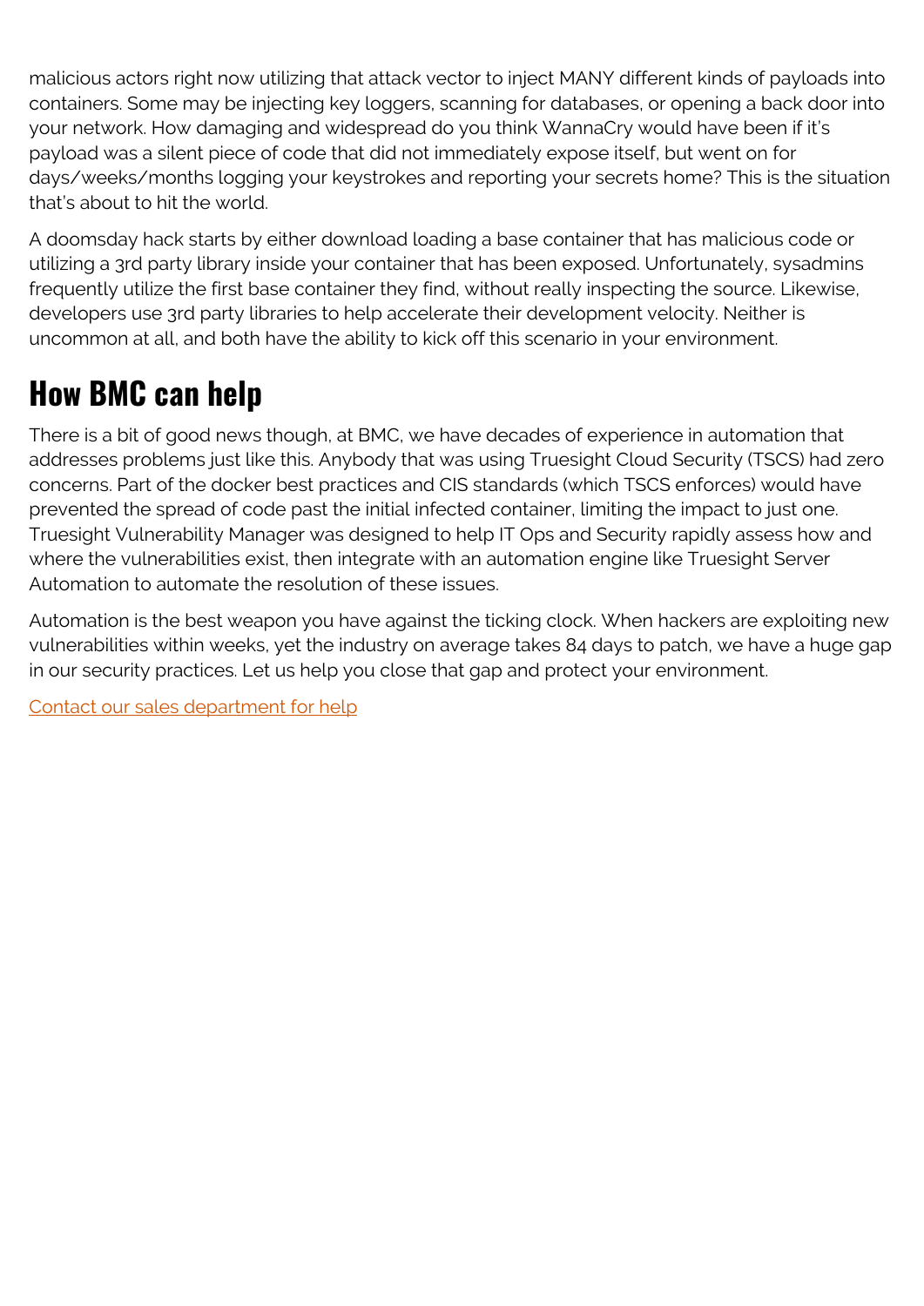malicious actors right now utilizing that attack vector to inject MANY different kinds of payloads into containers. Some may be injecting key loggers, scanning for databases, or opening a back door into your network. How damaging and widespread do you think WannaCry would have been if it's payload was a silent piece of code that did not immediately expose itself, but went on for days/weeks/months logging your keystrokes and reporting your secrets home? This is the situation that's about to hit the world.

A doomsday hack starts by either download loading a base container that has malicious code or utilizing a 3rd party library inside your container that has been exposed. Unfortunately, sysadmins frequently utilize the first base container they find, without really inspecting the source. Likewise, developers use 3rd party libraries to help accelerate their development velocity. Neither is uncommon at all, and both have the ability to kick off this scenario in your environment.

## How BMC can help

There is a bit of good news though, at BMC, we have decades of experience in automation that addresses problems just like this. Anybody that was using Truesight Cloud Security (TSCS) had zero concerns. Part of the docker best practices and CIS standards (which TSCS enforces) would have prevented the spread of code past the initial infected container, limiting the impact to just one. Truesight Vulnerability Manager was designed to help IT Ops and Security rapidly assess how and where the vulnerabilities exist, then integrate with an automation engine like Truesight Server Automation to automate the resolution of these issues.

Automation is the best weapon you have against the ticking clock. When hackers are exploiting new vulnerabilities within weeks, yet the industry on average takes 84 days to patch, we have a huge gap in our security practices. Let us help you close that gap and protect your environment.

Contact our sales department for help